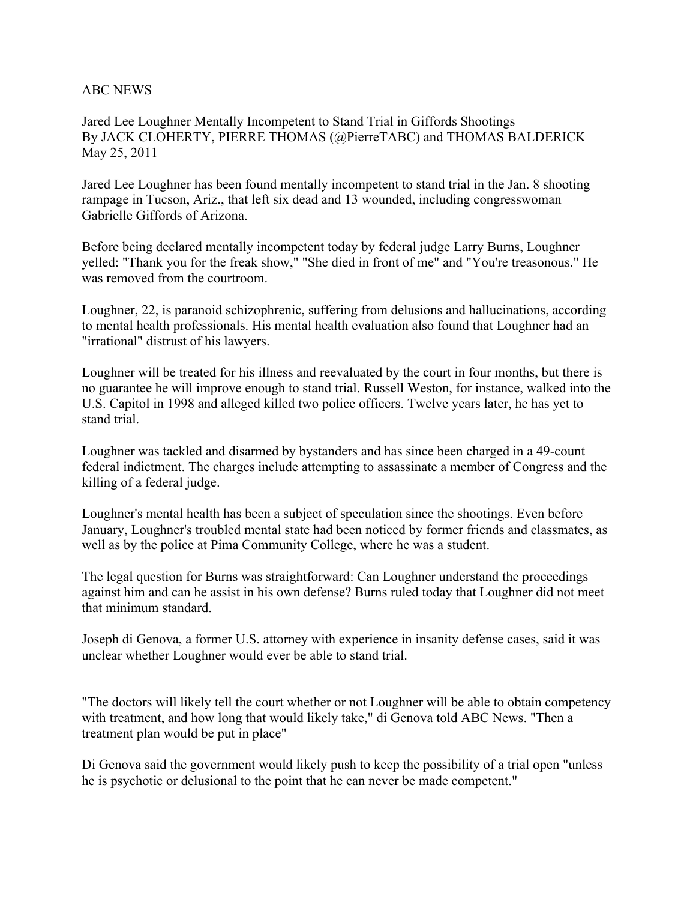ABC NEWS

Jared Lee Loughner Mentally Incompetent to Stand Trial in Giffords Shootings
By JACK CLOHERTY, PIERRE THOMAS (@PierreTABC) and THOMAS BALDERICK
May 25, 2011

Jared Lee Loughner has been found mentally incompetent to stand trial in the Jan. 8 shooting rampage in Tucson, Ariz., that left six dead and 13 wounded, including congresswoman Gabrielle Giffords of Arizona.

Before being declared mentally incompetent today by federal judge Larry Burns, Loughner yelled: "Thank you for the freak show," "She died in front of me" and "You're treasonous." He was removed from the courtroom.

Loughner, 22, is paranoid schizophrenic, suffering from delusions and hallucinations, according to mental health professionals. His mental health evaluation also found that Loughner had an "irrational" distrust of his lawyers.

Loughner will be treated for his illness and reevaluated by the court in four months, but there is no guarantee he will improve enough to stand trial. Russell Weston, for instance, walked into the U.S. Capitol in 1998 and alleged killed two police officers. Twelve years later, he has yet to stand trial.

Loughner was tackled and disarmed by bystanders and has since been charged in a 49-count federal indictment. The charges include attempting to assassinate a member of Congress and the killing of a federal judge.

Loughner's mental health has been a subject of speculation since the shootings. Even before January, Loughner's troubled mental state had been noticed by former friends and classmates, as well as by the police at Pima Community College, where he was a student.

The legal question for Burns was straightforward: Can Loughner understand the proceedings against him and can he assist in his own defense? Burns ruled today that Loughner did not meet that minimum standard.

Joseph di Genova, a former U.S. attorney with experience in insanity defense cases, said it was unclear whether Loughner would ever be able to stand trial.

"The doctors will likely tell the court whether or not Loughner will be able to obtain competency with treatment, and how long that would likely take," di Genova told ABC News. "Then a treatment plan would be put in place"

Di Genova said the government would likely push to keep the possibility of a trial open "unless he is psychotic or delusional to the point that he can never be made competent."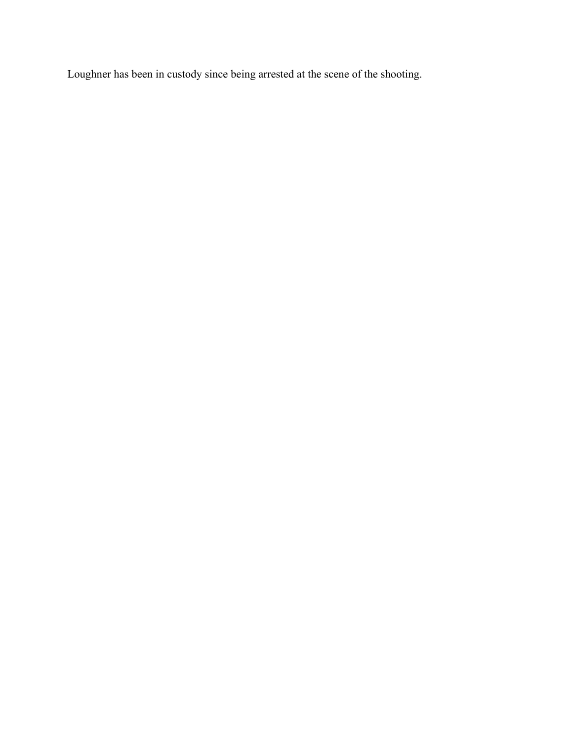Loughner has been in custody since being arrested at the scene of the shooting.